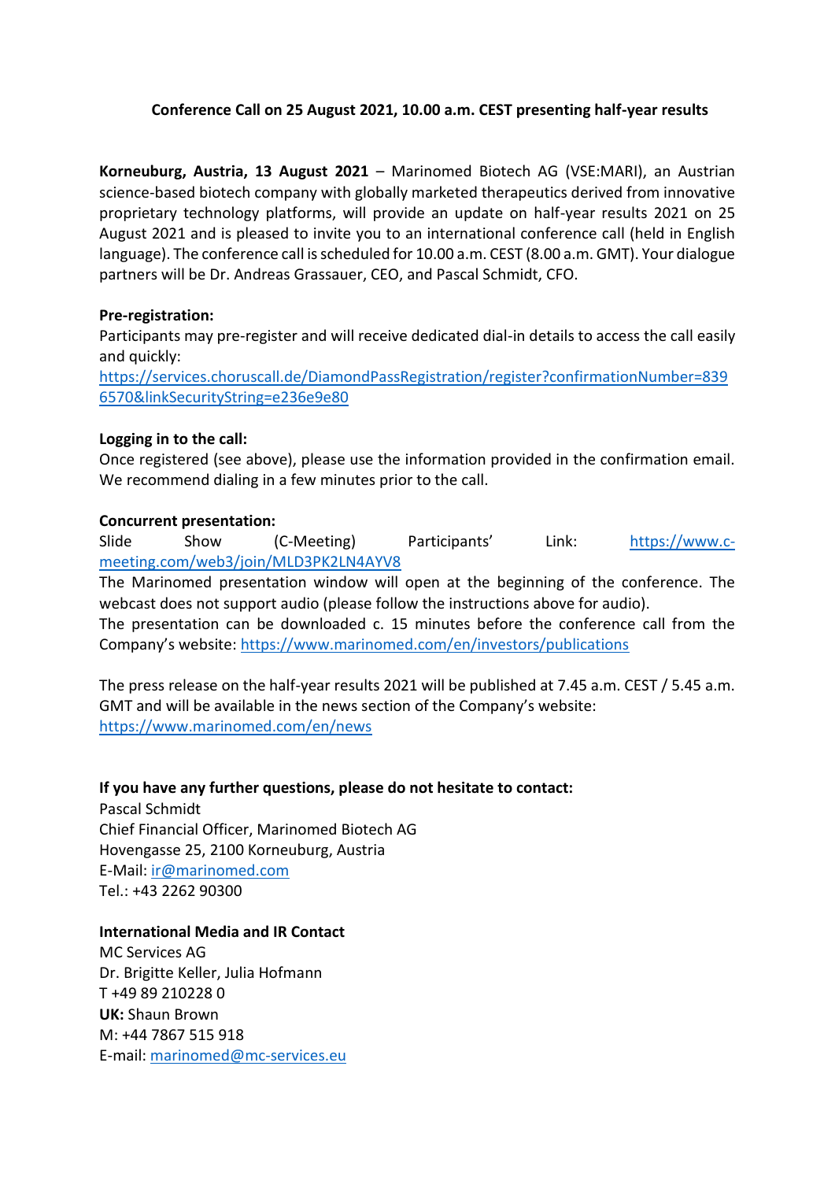**Conference Call on 25 August 2021, 10.00 a.m. CEST presenting half-year results**

**Korneuburg, Austria, 13 August 2021** – Marinomed Biotech AG (VSE:MARI), an Austrian science-based biotech company with globally marketed therapeutics derived from innovative proprietary technology platforms, will provide an update on half-year results 2021 on 25 August 2021 and is pleased to invite you to an international conference call (held in English language). The conference call is scheduled for 10.00 a.m. CEST (8.00 a.m. GMT). Your dialogue partners will be Dr. Andreas Grassauer, CEO, and Pascal Schmidt, CFO.

**Pre-registration:**
Participants may pre-register and will receive dedicated dial-in details to access the call easily and quickly:
https://services.choruscall.de/DiamondPassRegistration/register?confirmationNumber=8396570&linkSecurityString=e236e9e80

**Logging in to the call:**
Once registered (see above), please use the information provided in the confirmation email. We recommend dialing in a few minutes prior to the call.

**Concurrent presentation:**
Slide Show (C-Meeting) Participants' Link: https://www.c-meeting.com/web3/join/MLD3PK2LN4AYV8
The Marinomed presentation window will open at the beginning of the conference. The webcast does not support audio (please follow the instructions above for audio).
The presentation can be downloaded c. 15 minutes before the conference call from the Company's website: https://www.marinomed.com/en/investors/publications

The press release on the half-year results 2021 will be published at 7.45 a.m. CEST / 5.45 a.m. GMT and will be available in the news section of the Company's website:
https://www.marinomed.com/en/news

**If you have any further questions, please do not hesitate to contact:**
Pascal Schmidt
Chief Financial Officer, Marinomed Biotech AG
Hovengasse 25, 2100 Korneuburg, Austria
E-Mail: ir@marinomed.com
Tel.: +43 2262 90300

**International Media and IR Contact**
MC Services AG
Dr. Brigitte Keller, Julia Hofmann
T +49 89 210228 0
**UK:** Shaun Brown
M: +44 7867 515 918
E-mail: marinomed@mc-services.eu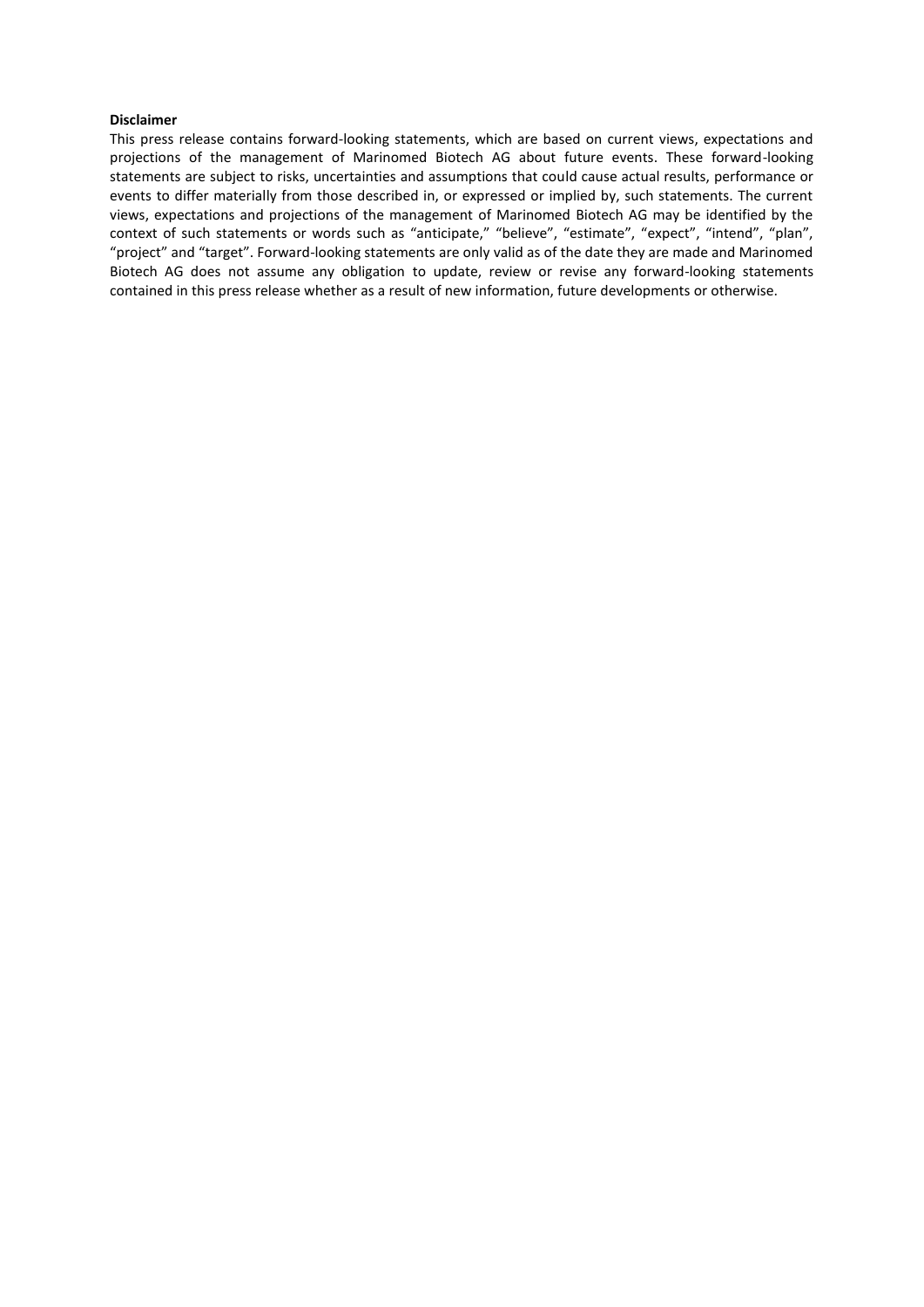**Disclaimer**

This press release contains forward-looking statements, which are based on current views, expectations and projections of the management of Marinomed Biotech AG about future events. These forward-looking statements are subject to risks, uncertainties and assumptions that could cause actual results, performance or events to differ materially from those described in, or expressed or implied by, such statements. The current views, expectations and projections of the management of Marinomed Biotech AG may be identified by the context of such statements or words such as "anticipate," "believe", "estimate", "expect", "intend", "plan", "project" and "target". Forward-looking statements are only valid as of the date they are made and Marinomed Biotech AG does not assume any obligation to update, review or revise any forward-looking statements contained in this press release whether as a result of new information, future developments or otherwise.